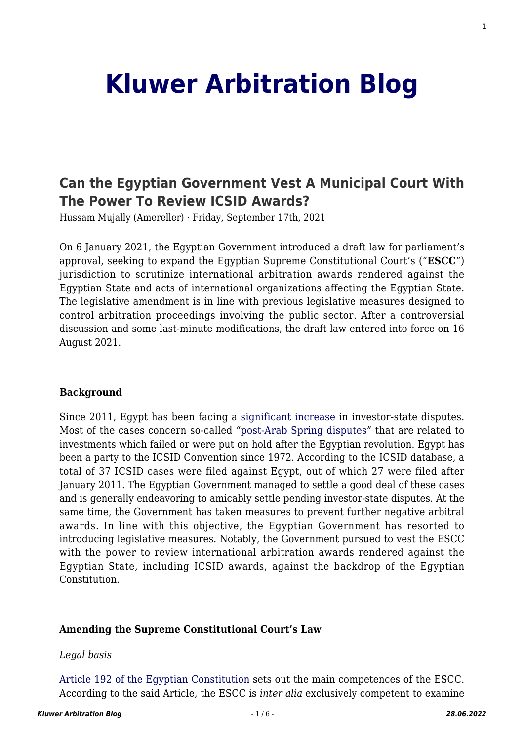# Kluwer Arbitration Blog

## Can the Egyptian Government Vest A Municipal Court With The Power To Review ICSID Awards?

Hussam Mujally (Amereller) · Friday, September 17th, 2021

On 6 January 2021, the Egyptian Government introduced a draft law for parliament's approval, seeking to expand the Egyptian Supreme Constitutional Court's ("**ESCC**") jurisdiction to scrutinize international arbitration awards rendered against the Egyptian State and acts of international organizations affecting the Egyptian State. The legislative amendment is in line with previous legislative measures designed to control arbitration proceedings involving the public sector. After a controversial discussion and some last-minute modifications, the draft law entered into force on 16 August 2021.

**Background**

Since 2011, Egypt has been facing a significant increase in investor-state disputes. Most of the cases concern so-called "post-Arab Spring disputes" that are related to investments which failed or were put on hold after the Egyptian revolution. Egypt has been a party to the ICSID Convention since 1972. According to the ICSID database, a total of 37 ICSID cases were filed against Egypt, out of which 27 were filed after January 2011. The Egyptian Government managed to settle a good deal of these cases and is generally endeavoring to amicably settle pending investor-state disputes. At the same time, the Government has taken measures to prevent further negative arbitral awards. In line with this objective, the Egyptian Government has resorted to introducing legislative measures. Notably, the Government pursued to vest the ESCC with the power to review international arbitration awards rendered against the Egyptian State, including ICSID awards, against the backdrop of the Egyptian Constitution.

**Amending the Supreme Constitutional Court's Law**

*Legal basis*

Article 192 of the Egyptian Constitution sets out the main competences of the ESCC. According to the said Article, the ESCC is *inter alia* exclusively competent to examine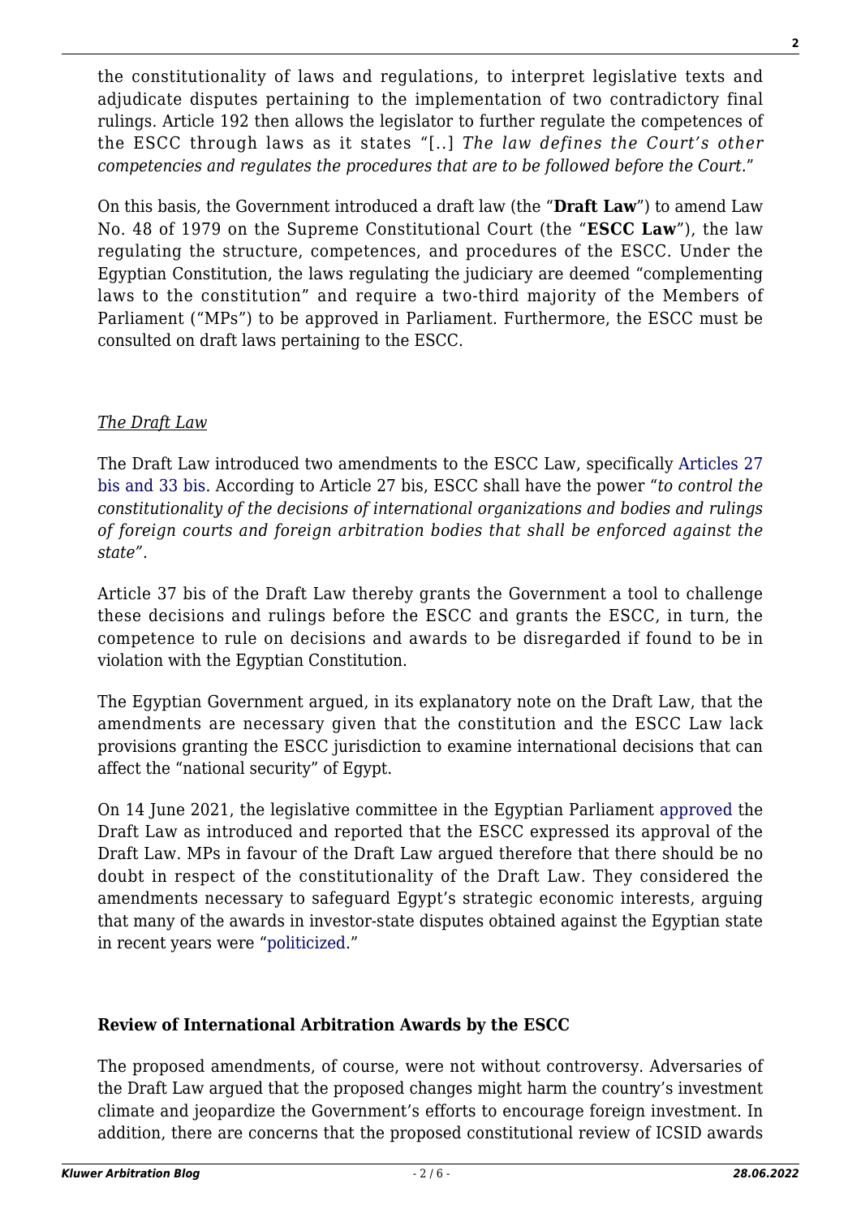the constitutionality of laws and regulations, to interpret legislative texts and adjudicate disputes pertaining to the implementation of two contradictory final rulings. Article 192 then allows the legislator to further regulate the competences of the ESCC through laws as it states "[..] *The law defines the Court's other competencies and regulates the procedures that are to be followed before the Court*."

On this basis, the Government introduced a draft law (the "**Draft Law**") to amend Law No. 48 of 1979 on the Supreme Constitutional Court (the "**ESCC Law**"), the law regulating the structure, competences, and procedures of the ESCC. Under the Egyptian Constitution, the laws regulating the judiciary are deemed "complementing laws to the constitution" and require a two-third majority of the Members of Parliament ("MPs") to be approved in Parliament. Furthermore, the ESCC must be consulted on draft laws pertaining to the ESCC.

*The Draft Law*

The Draft Law introduced two amendments to the ESCC Law, specifically Articles 27 bis and 33 bis. According to Article 27 bis, ESCC shall have the power "*to control the constitutionality of the decisions of international organizations and bodies and rulings of foreign courts and foreign arbitration bodies that shall be enforced against the state".*

Article 37 bis of the Draft Law thereby grants the Government a tool to challenge these decisions and rulings before the ESCC and grants the ESCC, in turn, the competence to rule on decisions and awards to be disregarded if found to be in violation with the Egyptian Constitution.

The Egyptian Government argued, in its explanatory note on the Draft Law, that the amendments are necessary given that the constitution and the ESCC Law lack provisions granting the ESCC jurisdiction to examine international decisions that can affect the "national security" of Egypt.

On 14 June 2021, the legislative committee in the Egyptian Parliament approved the Draft Law as introduced and reported that the ESCC expressed its approval of the Draft Law. MPs in favour of the Draft Law argued therefore that there should be no doubt in respect of the constitutionality of the Draft Law. They considered the amendments necessary to safeguard Egypt's strategic economic interests, arguing that many of the awards in investor-state disputes obtained against the Egyptian state in recent years were "politicized."

### Review of International Arbitration Awards by the ESCC

The proposed amendments, of course, were not without controversy. Adversaries of the Draft Law argued that the proposed changes might harm the country's investment climate and jeopardize the Government's efforts to encourage foreign investment. In addition, there are concerns that the proposed constitutional review of ICSID awards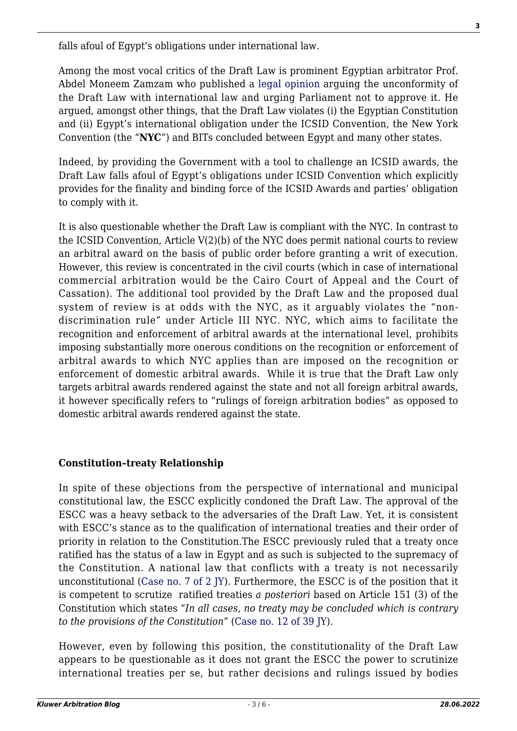falls afoul of Egypt's obligations under international law.

Among the most vocal critics of the Draft Law is prominent Egyptian arbitrator Prof. Abdel Moneem Zamzam who published a legal opinion arguing the unconformity of the Draft Law with international law and urging Parliament not to approve it. He argued, amongst other things, that the Draft Law violates (i) the Egyptian Constitution and (ii) Egypt's international obligation under the ICSID Convention, the New York Convention (the "**NYC**") and BITs concluded between Egypt and many other states.

Indeed, by providing the Government with a tool to challenge an ICSID awards, the Draft Law falls afoul of Egypt's obligations under ICSID Convention which explicitly provides for the finality and binding force of the ICSID Awards and parties' obligation to comply with it.

It is also questionable whether the Draft Law is compliant with the NYC. In contrast to the ICSID Convention, Article V(2)(b) of the NYC does permit national courts to review an arbitral award on the basis of public order before granting a writ of execution. However, this review is concentrated in the civil courts (which in case of international commercial arbitration would be the Cairo Court of Appeal and the Court of Cassation). The additional tool provided by the Draft Law and the proposed dual system of review is at odds with the NYC, as it arguably violates the "non-discrimination rule" under Article III NYC. NYC, which aims to facilitate the recognition and enforcement of arbitral awards at the international level, prohibits imposing substantially more onerous conditions on the recognition or enforcement of arbitral awards to which NYC applies than are imposed on the recognition or enforcement of domestic arbitral awards. While it is true that the Draft Law only targets arbitral awards rendered against the state and not all foreign arbitral awards, it however specifically refers to "rulings of foreign arbitration bodies" as opposed to domestic arbitral awards rendered against the state.

### Constitution–treaty Relationship

In spite of these objections from the perspective of international and municipal constitutional law, the ESCC explicitly condoned the Draft Law. The approval of the ESCC was a heavy setback to the adversaries of the Draft Law. Yet, it is consistent with ESCC's stance as to the qualification of international treaties and their order of priority in relation to the Constitution.The ESCC previously ruled that a treaty once ratified has the status of a law in Egypt and as such is subjected to the supremacy of the Constitution. A national law that conflicts with a treaty is not necessarily unconstitutional (Case no. 7 of 2 JY). Furthermore, the ESCC is of the position that it is competent to scrutize ratified treaties *a posteriori* based on Article 151 (3) of the Constitution which states "*In all cases, no treaty may be concluded which is contrary to the provisions of the Constitution*" (Case no. 12 of 39 JY).

However, even by following this position, the constitutionality of the Draft Law appears to be questionable as it does not grant the ESCC the power to scrutinize international treaties per se, but rather decisions and rulings issued by bodies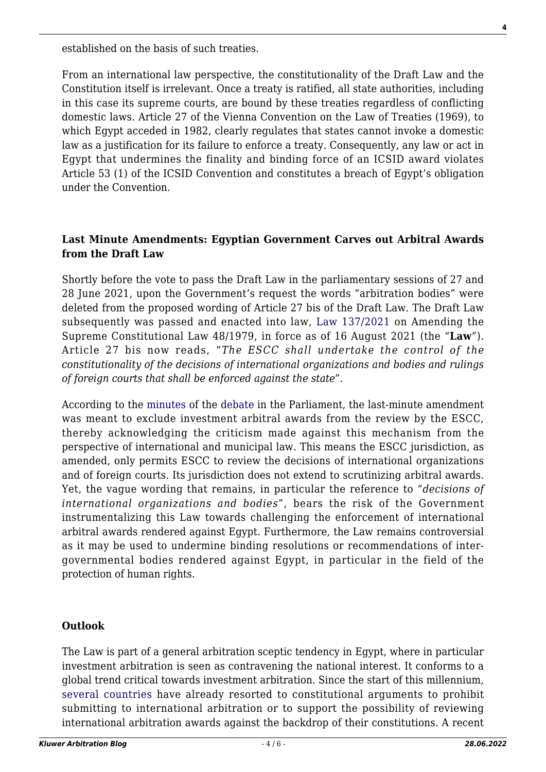established on the basis of such treaties.

From an international law perspective, the constitutionality of the Draft Law and the Constitution itself is irrelevant. Once a treaty is ratified, all state authorities, including in this case its supreme courts, are bound by these treaties regardless of conflicting domestic laws. Article 27 of the Vienna Convention on the Law of Treaties (1969), to which Egypt acceded in 1982, clearly regulates that states cannot invoke a domestic law as a justification for its failure to enforce a treaty. Consequently, any law or act in Egypt that undermines the finality and binding force of an ICSID award violates Article 53 (1) of the ICSID Convention and constitutes a breach of Egypt's obligation under the Convention.

### Last Minute Amendments: Egyptian Government Carves out Arbitral Awards from the Draft Law

Shortly before the vote to pass the Draft Law in the parliamentary sessions of 27 and 28 June 2021, upon the Government's request the words "arbitration bodies" were deleted from the proposed wording of Article 27 bis of the Draft Law. The Draft Law subsequently was passed and enacted into law, Law 137/2021 on Amending the Supreme Constitutional Law 48/1979, in force as of 16 August 2021 (the "**Law**"). Article 27 bis now reads, "*The ESCC shall undertake the control of the constitutionality of the decisions of international organizations and bodies and rulings of foreign courts that shall be enforced against the state*".

According to the minutes of the debate in the Parliament, the last-minute amendment was meant to exclude investment arbitral awards from the review by the ESCC, thereby acknowledging the criticism made against this mechanism from the perspective of international and municipal law. This means the ESCC jurisdiction, as amended, only permits ESCC to review the decisions of international organizations and of foreign courts. Its jurisdiction does not extend to scrutinizing arbitral awards. Yet, the vague wording that remains, in particular the reference to "*decisions of international organizations and bodies*", bears the risk of the Government instrumentalizing this Law towards challenging the enforcement of international arbitral awards rendered against Egypt. Furthermore, the Law remains controversial as it may be used to undermine binding resolutions or recommendations of inter-governmental bodies rendered against Egypt, in particular in the field of the protection of human rights.

### Outlook

The Law is part of a general arbitration sceptic tendency in Egypt, where in particular investment arbitration is seen as contravening the national interest. It conforms to a global trend critical towards investment arbitration. Since the start of this millennium, several countries have already resorted to constitutional arguments to prohibit submitting to international arbitration or to support the possibility of reviewing international arbitration awards against the backdrop of their constitutions. A recent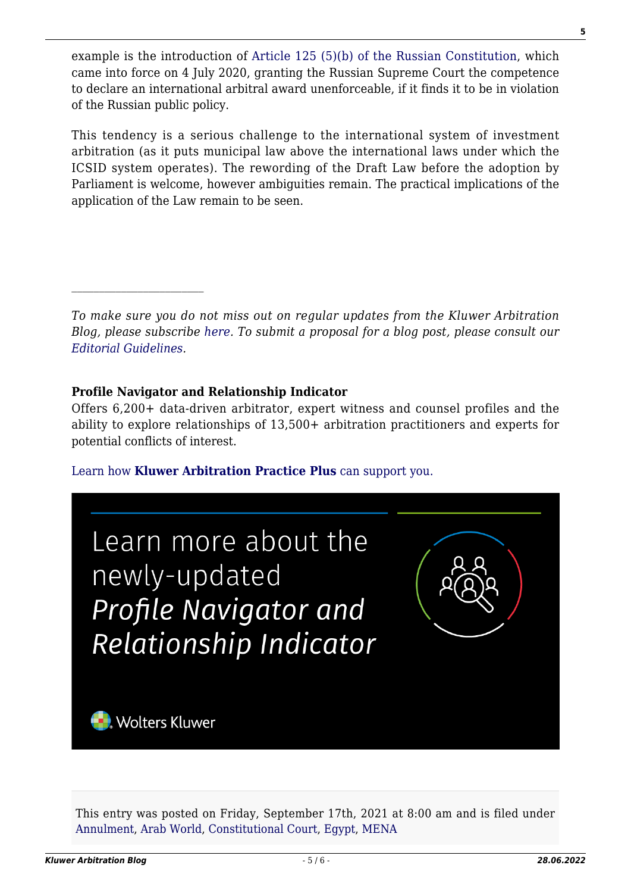example is the introduction of Article 125 (5)(b) of the Russian Constitution, which came into force on 4 July 2020, granting the Russian Supreme Court the competence to declare an international arbitral award unenforceable, if it finds it to be in violation of the Russian public policy.

This tendency is a serious challenge to the international system of investment arbitration (as it puts municipal law above the international laws under which the ICSID system operates). The rewording of the Draft Law before the adoption by Parliament is welcome, however ambiguities remain. The practical implications of the application of the Law remain to be seen.

---

*To make sure you do not miss out on regular updates from the Kluwer Arbitration Blog, please subscribe here. To submit a proposal for a blog post, please consult our Editorial Guidelines.*

**Profile Navigator and Relationship Indicator**
Offers 6,200+ data-driven arbitrator, expert witness and counsel profiles and the ability to explore relationships of 13,500+ arbitration practitioners and experts for potential conflicts of interest.

Learn how **Kluwer Arbitration Practice Plus** can support you.

Learn more about the newly-updated *Profile Navigator and Relationship Indicator*

Wolters Kluwer

This entry was posted on Friday, September 17th, 2021 at 8:00 am and is filed under Annulment, Arab World, Constitutional Court, Egypt, MENA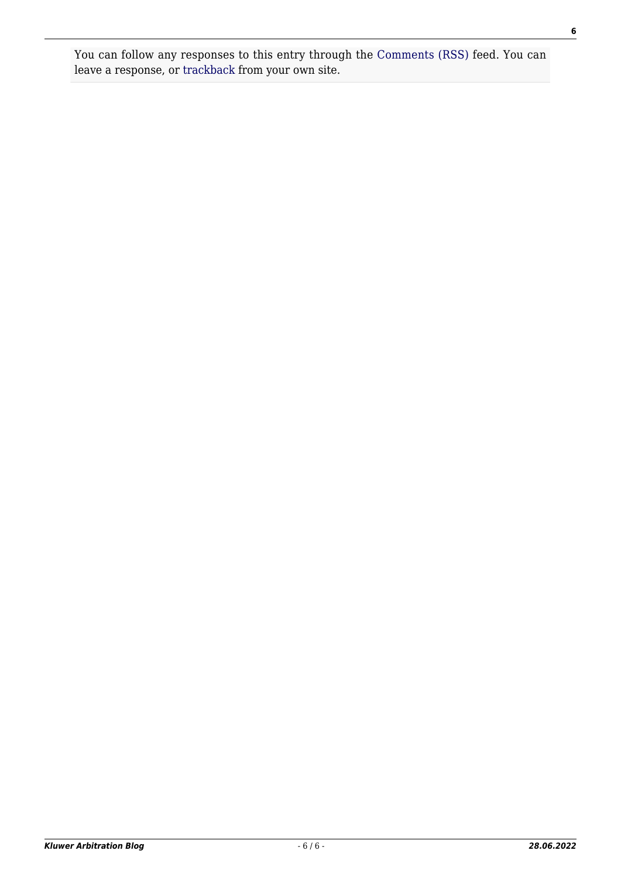You can follow any responses to this entry through the Comments (RSS) feed. You can leave a response, or trackback from your own site.